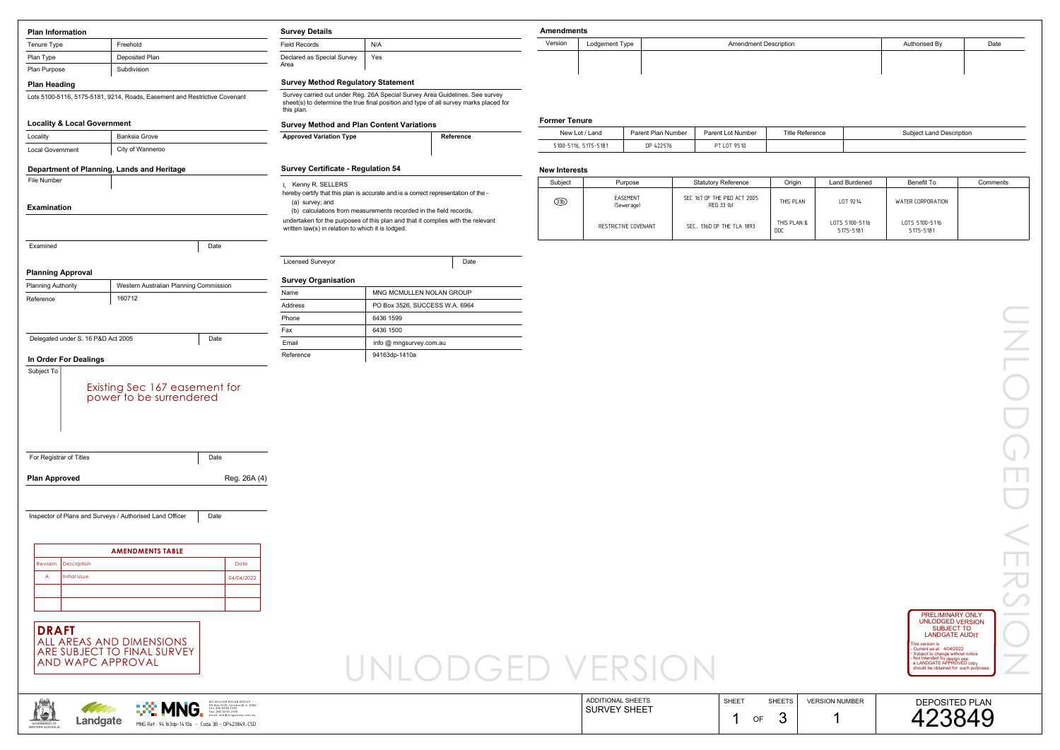## Plan Information

| Tenure Type | Freehold |
|---|---|
| Plan Type | Deposited Plan |
| Plan Purpose | Subdivision |

### Plan Heading

Lots 5100-5116, 5175-5181, 9214, Roads, Easement and Restrictive Covenant

### Locality & Local Government

| Locality | Banksia Grove |
|---|---|
| Local Government | City of Wanneroo |

### Department of Planning, Lands and Heritage

File Number

### Examination

Examined | Date

### Planning Approval

| Planning Authority | Western Australian Planning Commission |
|---|---|
| Reference | 160712 |

Delegated under S. 16 P&D Act 2005 | Date

### In Order For Dealings

Subject To

Existing Sec 167 easement for power to be surrendered

For Registrar of Titles | Date

**Plan Approved** Reg. 26A (4)

Inspector of Plans and Surveys / Authorised Land Officer | Date

| AMENDMENTS TABLE | | |
|---|---|---|
| Revision | Description | Date |
| A | Initial Issue | 04/04/2022 |
| | | |
| | | |

**DRAFT**
ALL AREAS AND DIMENSIONS ARE SUBJECT TO FINAL SURVEY AND WAPC APPROVAL

## Survey Details

| Field Records | N/A |
|---|---|
| Declared as Special Survey Area | Yes |

### Survey Method Regulatory Statement

Survey carried out under Reg. 26A Special Survey Area Guidelines. See survey sheet(s) to determine the true final position and type of all survey marks placed for this plan.

### Survey Method and Plan Content Variations

| Approved Variation Type | Reference |
|---|---|
| | |

### Survey Certificate - Regulation 54

I, Kenny R. SELLERS
hereby certify that this plan is accurate and is a correct representation of the -
(a) survey; and
(b) calculations from measurements recorded in the field records,
undertaken for the purposes of this plan and that it complies with the relevant written law(s) in relation to which it is lodged.

Licensed Surveyor | Date

### Survey Organisation

| Name | MNG MCMULLEN NOLAN GROUP |
|---|---|
| Address | PO Box 3526, SUCCESS W.A. 6964 |
| Phone | 6436 1599 |
| Fax | 6436 1500 |
| Email | info @ mngsurvey.com.au |
| Reference | 94163dp-1410a |

## Amendments

| Version | Lodgement Type | Amendment Description | Authorised By | Date |
|---|---|---|---|---|
| | | | | |

### Former Tenure

| New Lot / Land | Parent Plan Number | Parent Lot Number | Title Reference | Subject Land Description |
|---|---|---|---|---|
| 5100-5116, 5175-5181 | DP 422576 | PT LOT 9510 | | |

### New Interests

| Subject | Purpose | Statutory Reference | Origin | Land Burdened | Benefit To | Comments |
|---|---|---|---|---|---|---|
| (33b) | EASEMENT (Sewerage) | SEC 167 OF THE P&D ACT 2005 REG 33 (b) | THIS PLAN | LOT 9214 | WATER CORPORATION | |
| | RESTRICTIVE COVENANT | SEC. 136D OF THE TLA 1893 | THIS PLAN & DOC | LOTS 5100-5116 5175-5181 | LOTS 5100-5116 5175-5181 | |

UNLODGED VERSION

PRELIMINARY ONLY
UNLODGED VERSION
SUBJECT TO
LANDGATE AUDIT

This version is
- Current as at 4/04/2022
- Subject to change without notice
- Not intended for design use,
a LANDGATE APPROVED copy
should be obtained for such purposes.

MCMULLEN NOLAN GROUP
PO Box 3526, Success W.A. 6964
Tel: (08) 6436 1599
Fax: (08) 6436 1500
Email: info@mngsurvey.com.au

MNG Ref : 94163dp-1410a - Coda 38 - DP423849.CSD

| ADDITIONAL SHEETS | SHEET | SHEETS | VERSION NUMBER | DEPOSITED PLAN |
|---|---|---|---|---|
| SURVEY SHEET | 1 | 3 | 1 | 423849 |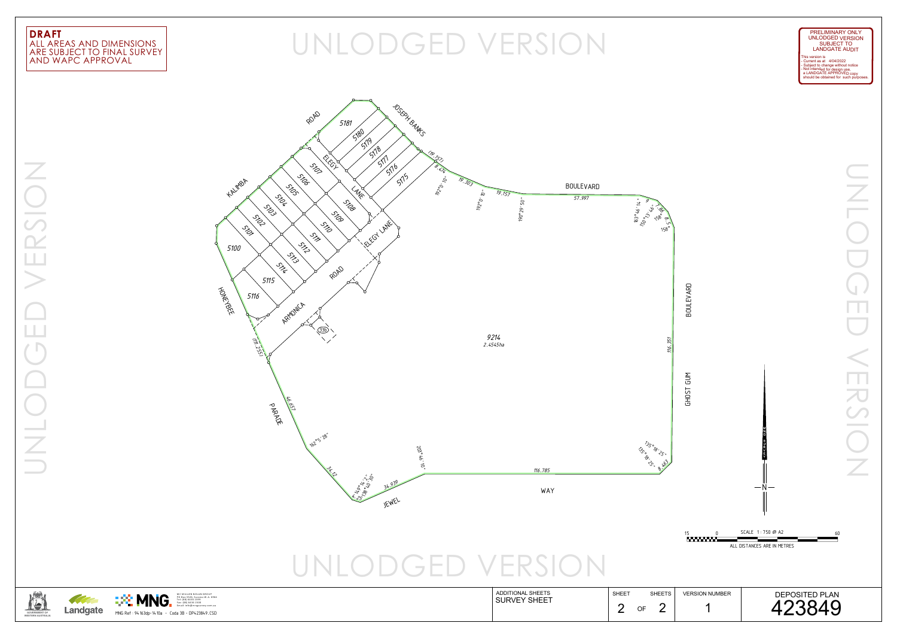**DRAFT**
ALL AREAS AND DIMENSIONS ARE SUBJECT TO FINAL SURVEY AND WAPC APPROVAL

UNLODGED VERSION

PRELIMINARY ONLY
UNLODGED VERSION
SUBJECT TO
LANDGATE AUDIT

This version is
- Current as at 4/04/2022
- Subject to change without notice
- Not intended for design use,
a LANDGATE APPROVED copy
should be obtained for such purposes.

ROAD

JOSEPH BANKS

BOULEVARD

KALIMBA

ELEGY

LANE

ELEGY LANE

ROAD

ARMONICA

HONEYBEE

PARADE

JEWEL

WAY

GHOST GUM

BOULEVARD

5181 5180 5179 5178 5177 5176 5175

5107 5106 5105 5104 5103 5102 5101 5100

5108 5109 5110 5111 5112 5113 5114 5115 5116

336

9214
2.4545ha

19.157
8.474
192°0'10"
19.303
192°0'10"
19.157
190°29'50"
57.997
163°46'14"
9
150°13'46"
7.86
158°
8.5
158°
116.351
135°18'25"
135°18'25"
8.463
116.785
203°46'10"
34.939
149°14'2"
4.231
138°10'30"
34.17
162°5'28"
46.657
(11.255)

SCALE 1 : 750 @ A2
15 0 60
ALL DISTANCES ARE IN METRES

N

MCMULLEN NOLAN GROUP
P.O. Box 5520, Canning Vale W.A. 6964
Tel: (08) 6436 1599
Fax: (08) 6436 1500
Email: info@mngsurvey.com.au

MNG Ref : 94163dp-1410a - Coda 3B - DP423849.CSD

| ADDITIONAL SHEETS | SHEET | SHEETS | VERSION NUMBER | DEPOSITED PLAN |
|---|---|---|---|---|
| SURVEY SHEET | 2 | OF 2 | 1 | 423849 |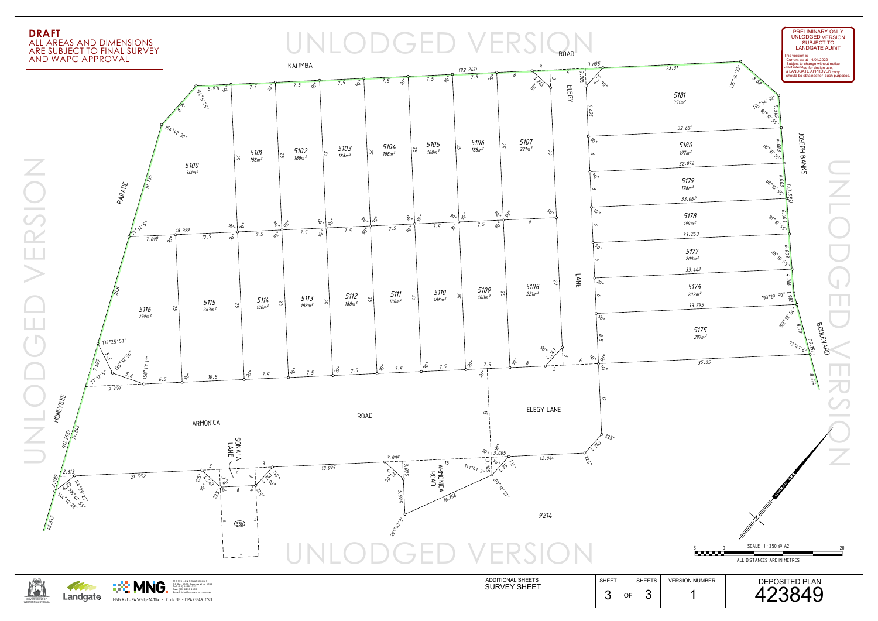**DRAFT**
ALL AREAS AND DIMENSIONS ARE SUBJECT TO FINAL SURVEY AND WAPC APPROVAL

UNLODGED VERSION

PRELIMINARY ONLY
UNLODGED VERSION
SUBJECT TO
LANDGATE AUDIT

This version is
- Current as at 4/04/2022
- Subject to change without notice
- Not intended for design use,
a LANDGATE APPROVED copy should be obtained for such purposes.

KALIMBA ROAD

PARADE

HONEYBEE

ARMONICA ROAD

SONATA LANE

ELEGY LANE

JOSEPH BANKS BOULEVARD

| Lot | Area |
|---|---|
| 5100 | 341m² |
| 5101 | 188m² |
| 5102 | 188m² |
| 5103 | 188m² |
| 5104 | 188m² |
| 5105 | 188m² |
| 5106 | 188m² |
| 5107 | 221m² |
| 5108 | 221m² |
| 5109 | 188m² |
| 5110 | 188m² |
| 5111 | 188m² |
| 5112 | 188m² |
| 5113 | 188m² |
| 5114 | 188m² |
| 5115 | 263m² |
| 5116 | 279m² |
| 5175 | 297m² |
| 5176 | 202m² |
| 5177 | 200m² |
| 5178 | 199m² |
| 5179 | 198m² |
| 5180 | 197m² |
| 5181 | 351m² |
| 9214 | |

SCALE 1:250 @ A2
ALL DISTANCES ARE IN METRES

MC MULLEN NOLAN GROUP
MNG Ref : 94163dp-1410a - Coda 3B - DP423849.CSD

Landgate

| ADDITIONAL SHEETS | SHEET | SHEETS | VERSION NUMBER | DEPOSITED PLAN |
|---|---|---|---|---|
| SURVEY SHEET | 3 | OF 3 | 1 | 423849 |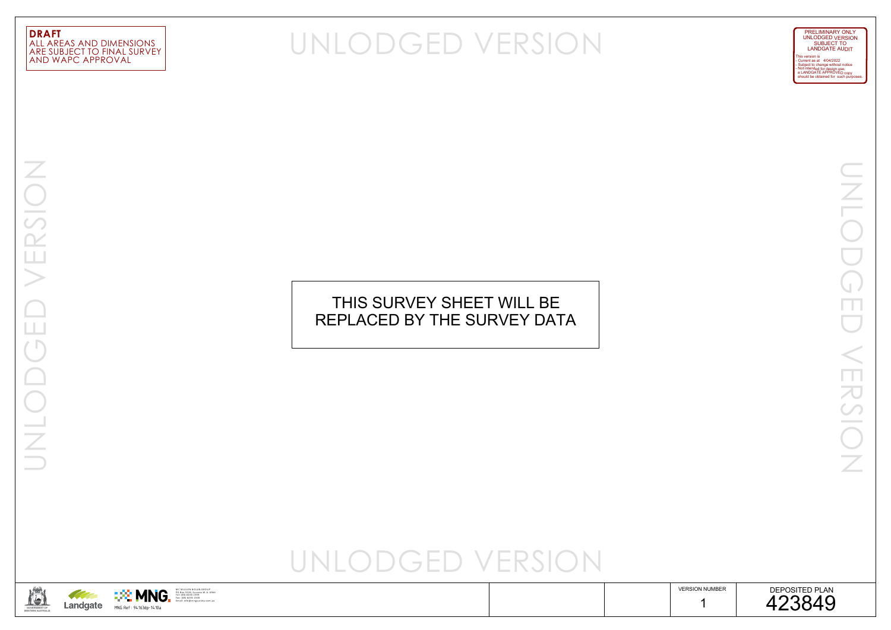**DRAFT**
ALL AREAS AND DIMENSIONS ARE SUBJECT TO FINAL SURVEY AND WAPC APPROVAL

UNLODGED VERSION

PRELIMINARY ONLY
UNLODGED VERSION
SUBJECT TO
LANDGATE AUDIT

This version is
- Current as at 4/04/2022
- Subject to change without notice
- Not intended for design use,
a LANDGATE APPROVED copy should be obtained for such purposes.

UNLODGED VERSION

UNLODGED VERSION

THIS SURVEY SHEET WILL BE REPLACED BY THE SURVEY DATA

UNLODGED VERSION

Landgate

MNG

MCMULLEN NOLAN GROUP
PO Box 9526, Bunbury W.A. 6231
Tel: (08) 9436 1599
Fax: (08) 9436 1500
Email: info@mngsurvey.com.au

MNG Ref : 94163dp-1410a

VERSION NUMBER
1

DEPOSITED PLAN
423849